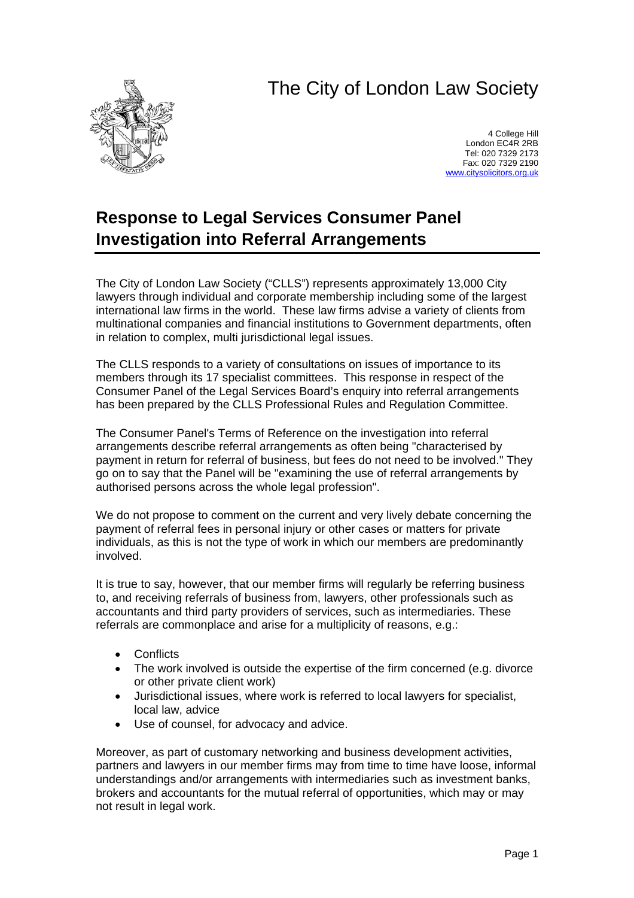# The City of London Law Society

4 College Hill
London EC4R 2RB
Tel: 020 7329 2173
Fax: 020 7329 2190
www.citysolicitors.org.uk

## Response to Legal Services Consumer Panel Investigation into Referral Arrangements

The City of London Law Society ("CLLS") represents approximately 13,000 City lawyers through individual and corporate membership including some of the largest international law firms in the world. These law firms advise a variety of clients from multinational companies and financial institutions to Government departments, often in relation to complex, multi jurisdictional legal issues.

The CLLS responds to a variety of consultations on issues of importance to its members through its 17 specialist committees. This response in respect of the Consumer Panel of the Legal Services Board's enquiry into referral arrangements has been prepared by the CLLS Professional Rules and Regulation Committee.

The Consumer Panel's Terms of Reference on the investigation into referral arrangements describe referral arrangements as often being "characterised by payment in return for referral of business, but fees do not need to be involved." They go on to say that the Panel will be "examining the use of referral arrangements by authorised persons across the whole legal profession".

We do not propose to comment on the current and very lively debate concerning the payment of referral fees in personal injury or other cases or matters for private individuals, as this is not the type of work in which our members are predominantly involved.

It is true to say, however, that our member firms will regularly be referring business to, and receiving referrals of business from, lawyers, other professionals such as accountants and third party providers of services, such as intermediaries. These referrals are commonplace and arise for a multiplicity of reasons, e.g.:

- Conflicts
- The work involved is outside the expertise of the firm concerned (e.g. divorce or other private client work)
- Jurisdictional issues, where work is referred to local lawyers for specialist, local law, advice
- Use of counsel, for advocacy and advice.

Moreover, as part of customary networking and business development activities, partners and lawyers in our member firms may from time to time have loose, informal understandings and/or arrangements with intermediaries such as investment banks, brokers and accountants for the mutual referral of opportunities, which may or may not result in legal work.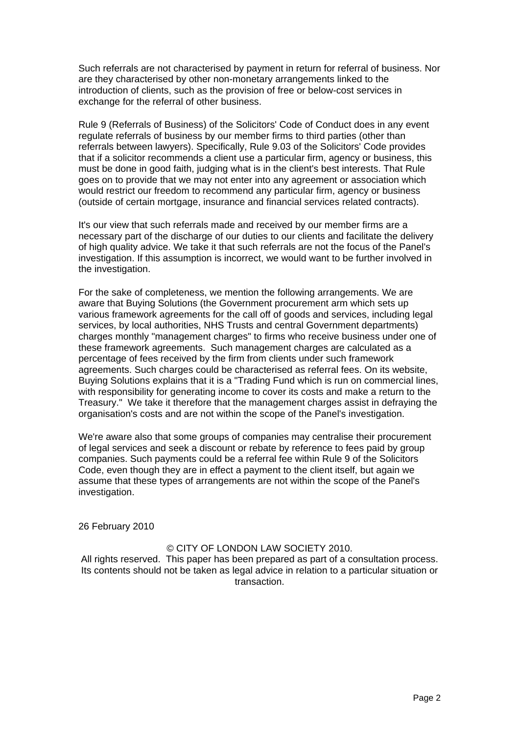Such referrals are not characterised by payment in return for referral of business. Nor are they characterised by other non-monetary arrangements linked to the introduction of clients, such as the provision of free or below-cost services in exchange for the referral of other business.

Rule 9 (Referrals of Business) of the Solicitors' Code of Conduct does in any event regulate referrals of business by our member firms to third parties (other than referrals between lawyers). Specifically, Rule 9.03 of the Solicitors' Code provides that if a solicitor recommends a client use a particular firm, agency or business, this must be done in good faith, judging what is in the client's best interests. That Rule goes on to provide that we may not enter into any agreement or association which would restrict our freedom to recommend any particular firm, agency or business (outside of certain mortgage, insurance and financial services related contracts).

It's our view that such referrals made and received by our member firms are a necessary part of the discharge of our duties to our clients and facilitate the delivery of high quality advice. We take it that such referrals are not the focus of the Panel's investigation. If this assumption is incorrect, we would want to be further involved in the investigation.

For the sake of completeness, we mention the following arrangements. We are aware that Buying Solutions (the Government procurement arm which sets up various framework agreements for the call off of goods and services, including legal services, by local authorities, NHS Trusts and central Government departments) charges monthly "management charges" to firms who receive business under one of these framework agreements. Such management charges are calculated as a percentage of fees received by the firm from clients under such framework agreements. Such charges could be characterised as referral fees. On its website, Buying Solutions explains that it is a "Trading Fund which is run on commercial lines, with responsibility for generating income to cover its costs and make a return to the Treasury." We take it therefore that the management charges assist in defraying the organisation's costs and are not within the scope of the Panel's investigation.

We're aware also that some groups of companies may centralise their procurement of legal services and seek a discount or rebate by reference to fees paid by group companies. Such payments could be a referral fee within Rule 9 of the Solicitors Code, even though they are in effect a payment to the client itself, but again we assume that these types of arrangements are not within the scope of the Panel's investigation.

26 February 2010

© CITY OF LONDON LAW SOCIETY 2010.
All rights reserved. This paper has been prepared as part of a consultation process. Its contents should not be taken as legal advice in relation to a particular situation or transaction.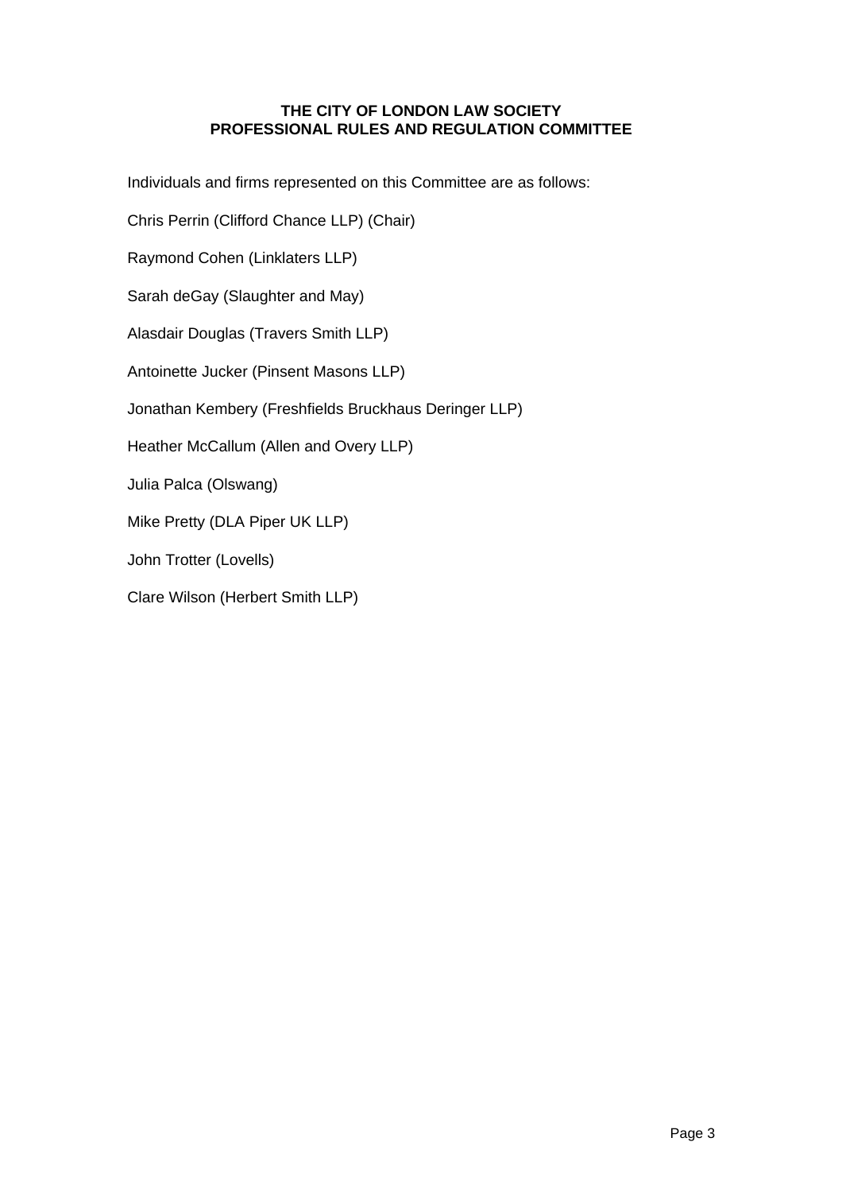**THE CITY OF LONDON LAW SOCIETY**
**PROFESSIONAL RULES AND REGULATION COMMITTEE**

Individuals and firms represented on this Committee are as follows:

Chris Perrin (Clifford Chance LLP) (Chair)

Raymond Cohen (Linklaters LLP)

Sarah deGay (Slaughter and May)

Alasdair Douglas (Travers Smith LLP)

Antoinette Jucker (Pinsent Masons LLP)

Jonathan Kembery (Freshfields Bruckhaus Deringer LLP)

Heather McCallum (Allen and Overy LLP)

Julia Palca (Olswang)

Mike Pretty (DLA Piper UK LLP)

John Trotter (Lovells)

Clare Wilson (Herbert Smith LLP)